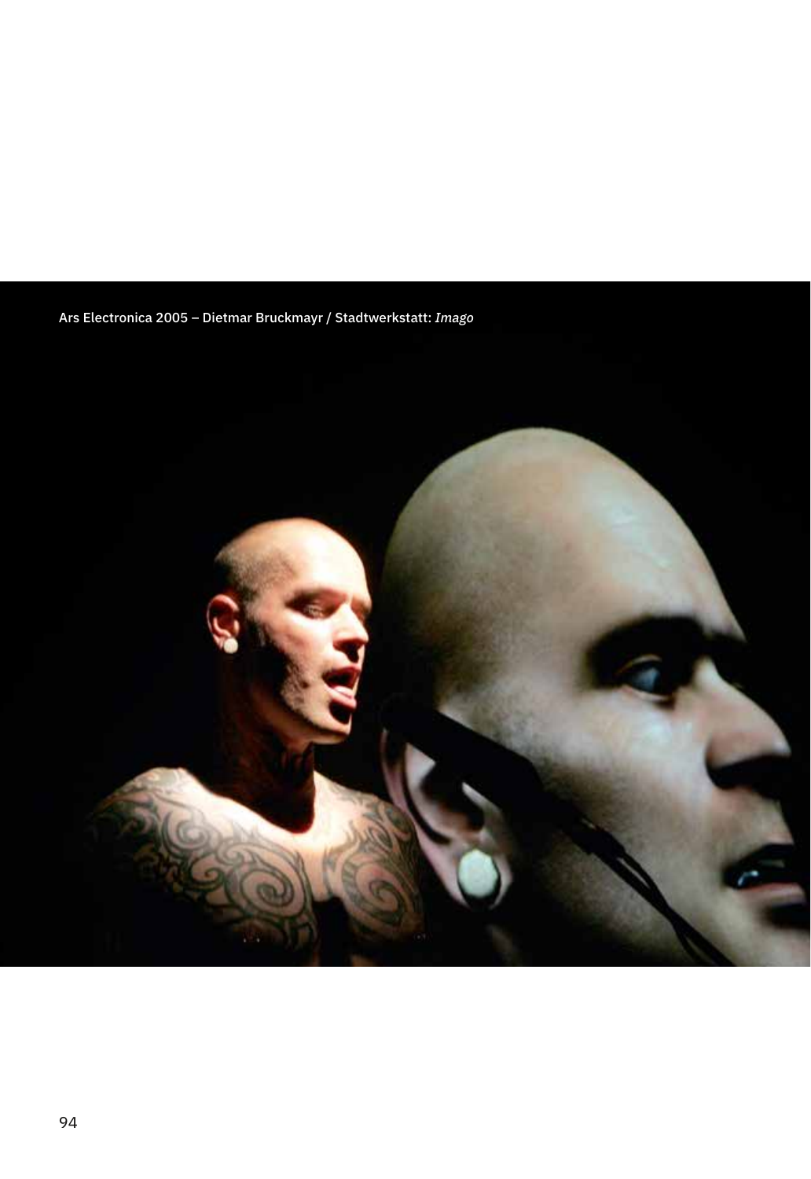Ars Electronica 2005 – Dietmar Bruckmayr / Stadtwerkstatt: *Imago*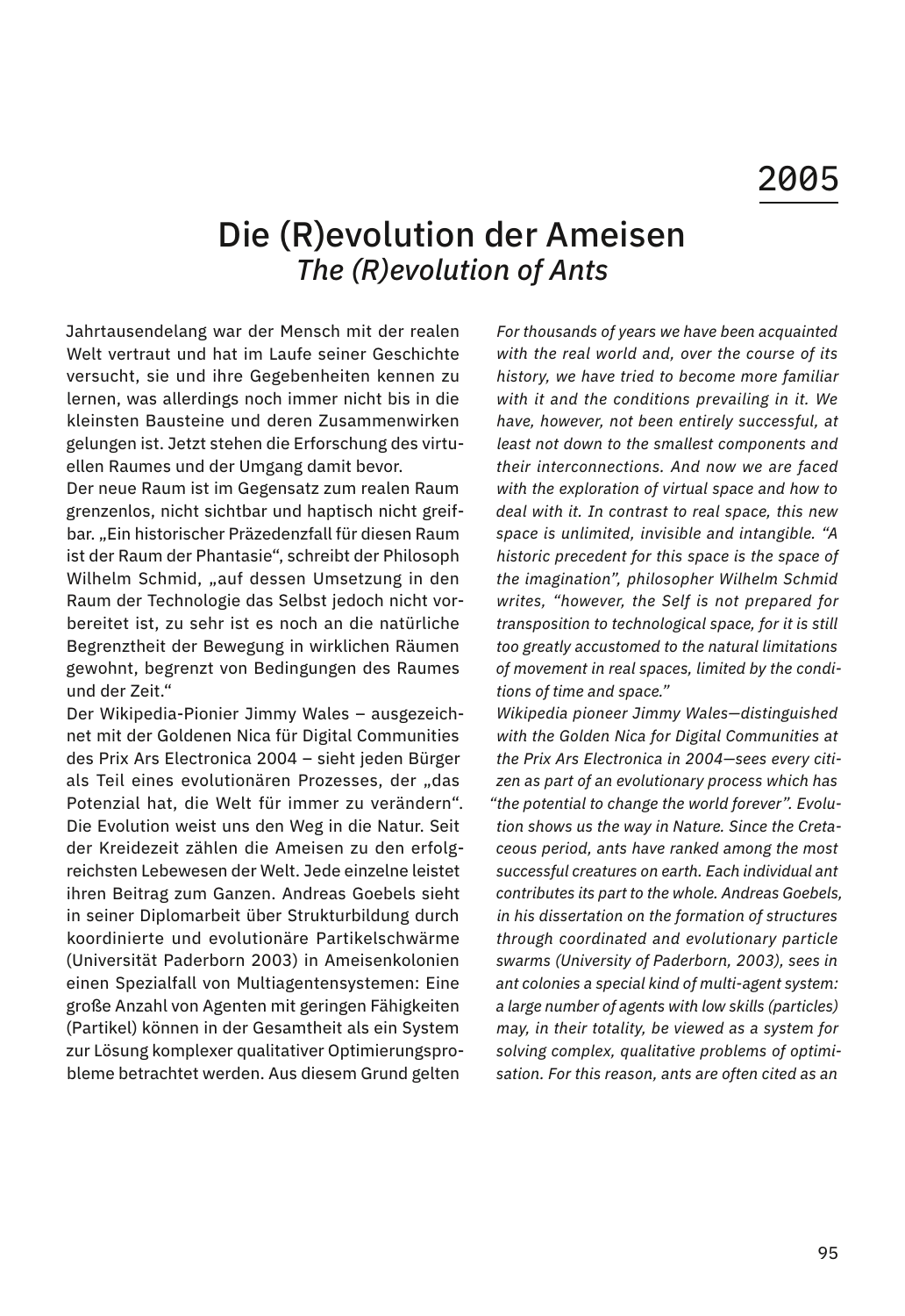2005

# Die (R)evolution der Ameisen

## *The (R)evolution of Ants*

Jahrtausendelang war der Mensch mit der realen Welt vertraut und hat im Laufe seiner Geschichte versucht, sie und ihre Gegebenheiten kennen zu lernen, was allerdings noch immer nicht bis in die kleinsten Bausteine und deren Zusammenwirken gelungen ist. Jetzt stehen die Erforschung des virtuellen Raumes und der Umgang damit bevor.

Der neue Raum ist im Gegensatz zum realen Raum grenzenlos, nicht sichtbar und haptisch nicht greifbar. „Ein historischer Präzedenzfall für diesen Raum ist der Raum der Phantasie", schreibt der Philosoph Wilhelm Schmid, „auf dessen Umsetzung in den Raum der Technologie das Selbst jedoch nicht vorbereitet ist, zu sehr ist es noch an die natürliche Begrenztheit der Bewegung in wirklichen Räumen gewohnt, begrenzt von Bedingungen des Raumes und der Zeit."

Der Wikipedia-Pionier Jimmy Wales – ausgezeichnet mit der Goldenen Nica für Digital Communities des Prix Ars Electronica 2004 – sieht jeden Bürger als Teil eines evolutionären Prozesses, der „das Potenzial hat, die Welt für immer zu verändern". Die Evolution weist uns den Weg in die Natur. Seit der Kreidezeit zählen die Ameisen zu den erfolgreichsten Lebewesen der Welt. Jede einzelne leistet ihren Beitrag zum Ganzen. Andreas Goebels sieht in seiner Diplomarbeit über Strukturbildung durch koordinierte und evolutionäre Partikelschwärme (Universität Paderborn 2003) in Ameisenkolonien einen Spezialfall von Multiagentensystemen: Eine große Anzahl von Agenten mit geringen Fähigkeiten (Partikel) können in der Gesamtheit als ein System zur Lösung komplexer qualitativer Optimierungsprobleme betrachtet werden. Aus diesem Grund gelten

*For thousands of years we have been acquainted with the real world and, over the course of its history, we have tried to become more familiar with it and the conditions prevailing in it. We have, however, not been entirely successful, at least not down to the smallest components and their interconnections. And now we are faced with the exploration of virtual space and how to deal with it. In contrast to real space, this new space is unlimited, invisible and intangible. "A historic precedent for this space is the space of the imagination", philosopher Wilhelm Schmid writes, "however, the Self is not prepared for transposition to technological space, for it is still too greatly accustomed to the natural limitations of movement in real spaces, limited by the conditions of time and space."*

*Wikipedia pioneer Jimmy Wales—distinguished with the Golden Nica for Digital Communities at the Prix Ars Electronica in 2004—sees every citizen as part of an evolutionary process which has "the potential to change the world forever". Evolution shows us the way in Nature. Since the Cretaceous period, ants have ranked among the most successful creatures on earth. Each individual ant contributes its part to the whole. Andreas Goebels, in his dissertation on the formation of structures through coordinated and evolutionary particle swarms (University of Paderborn, 2003), sees in ant colonies a special kind of multi-agent system: a large number of agents with low skills (particles) may, in their totality, be viewed as a system for solving complex, qualitative problems of optimisation. For this reason, ants are often cited as an*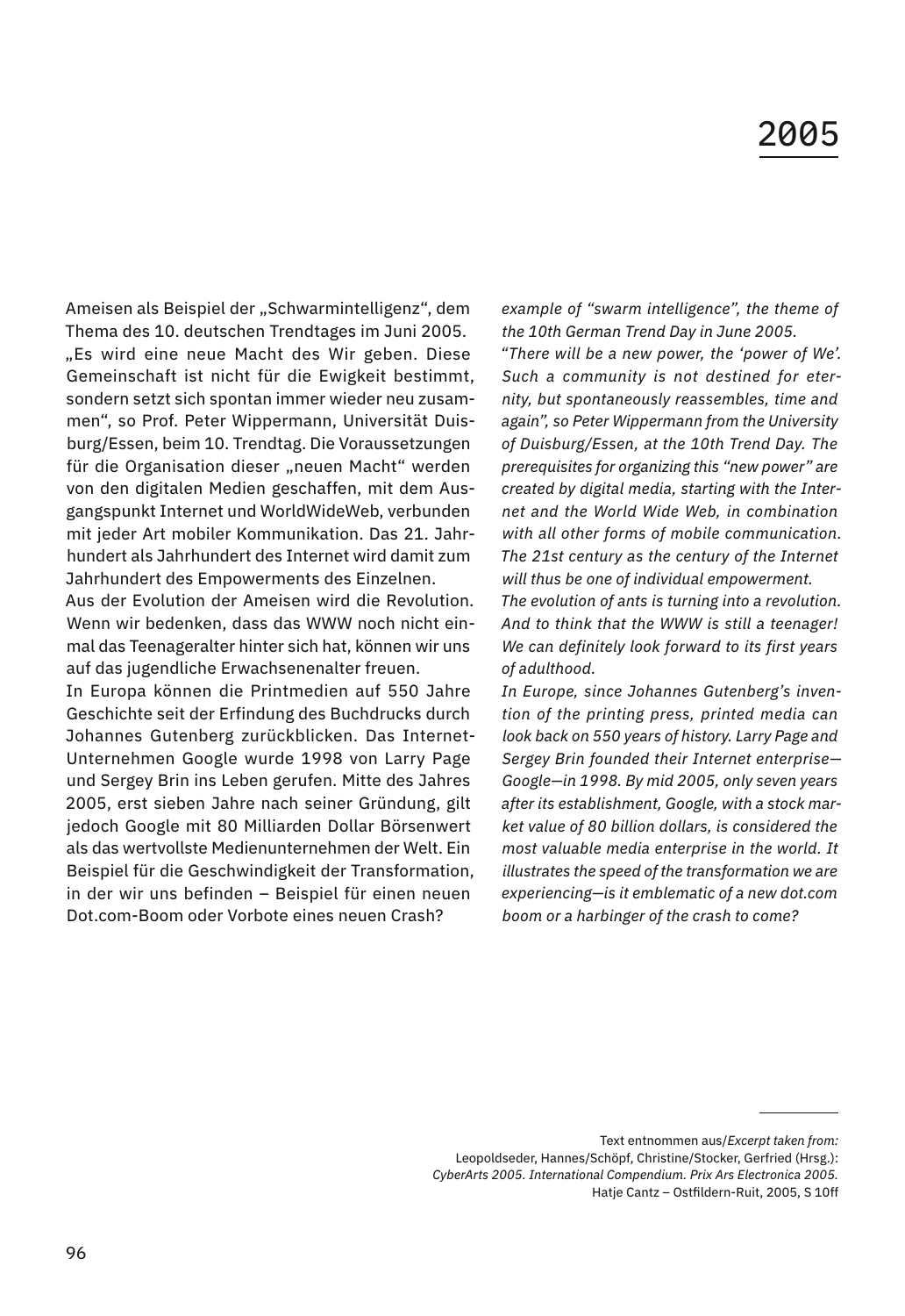# 2005

Ameisen als Beispiel der „Schwarmintelligenz“, dem Thema des 10. deutschen Trendtages im Juni 2005.
„Es wird eine neue Macht des Wir geben. Diese Gemeinschaft ist nicht für die Ewigkeit bestimmt, sondern setzt sich spontan immer wieder neu zusammen“, so Prof. Peter Wippermann, Universität Duisburg/Essen, beim 10. Trendtag. Die Voraussetzungen für die Organisation dieser „neuen Macht“ werden von den digitalen Medien geschaffen, mit dem Ausgangspunkt Internet und WorldWideWeb, verbunden mit jeder Art mobiler Kommunikation. Das 21. Jahrhundert als Jahrhundert des Internet wird damit zum Jahrhundert des Empowerments des Einzelnen.
Aus der Evolution der Ameisen wird die Revolution. Wenn wir bedenken, dass das WWW noch nicht einmal das Teenageralter hinter sich hat, können wir uns auf das jugendliche Erwachsenenalter freuen.
In Europa können die Printmedien auf 550 Jahre Geschichte seit der Erfindung des Buchdrucks durch Johannes Gutenberg zurückblicken. Das Internet-Unternehmen Google wurde 1998 von Larry Page und Sergey Brin ins Leben gerufen. Mitte des Jahres 2005, erst sieben Jahre nach seiner Gründung, gilt jedoch Google mit 80 Milliarden Dollar Börsenwert als das wertvollste Medienunternehmen der Welt. Ein Beispiel für die Geschwindigkeit der Transformation, in der wir uns befinden – Beispiel für einen neuen Dot.com-Boom oder Vorbote eines neuen Crash?

*example of “swarm intelligence”, the theme of the 10th German Trend Day in June 2005.*
*“There will be a new power, the ‘power of We’. Such a community is not destined for eternity, but spontaneously reassembles, time and again”, so Peter Wippermann from the University of Duisburg/Essen, at the 10th Trend Day. The prerequisites for organizing this “new power” are created by digital media, starting with the Internet and the World Wide Web, in combination with all other forms of mobile communication. The 21st century as the century of the Internet will thus be one of individual empowerment.*
*The evolution of ants is turning into a revolution. And to think that the WWW is still a teenager! We can definitely look forward to its first years of adulthood.*
*In Europe, since Johannes Gutenberg’s invention of the printing press, printed media can look back on 550 years of history. Larry Page and Sergey Brin founded their Internet enterprise—Google—in 1998. By mid 2005, only seven years after its establishment, Google, with a stock market value of 80 billion dollars, is considered the most valuable media enterprise in the world. It illustrates the speed of the transformation we are experiencing—is it emblematic of a new dot.com boom or a harbinger of the crash to come?*

---

Text entnommen aus/*Excerpt taken from:*
Leopoldseder, Hannes/Schöpf, Christine/Stocker, Gerfried (Hrsg.):
*CyberArts 2005. International Compendium. Prix Ars Electronica 2005.*
Hatje Cantz – Ostfildern-Ruit, 2005, S 10ff